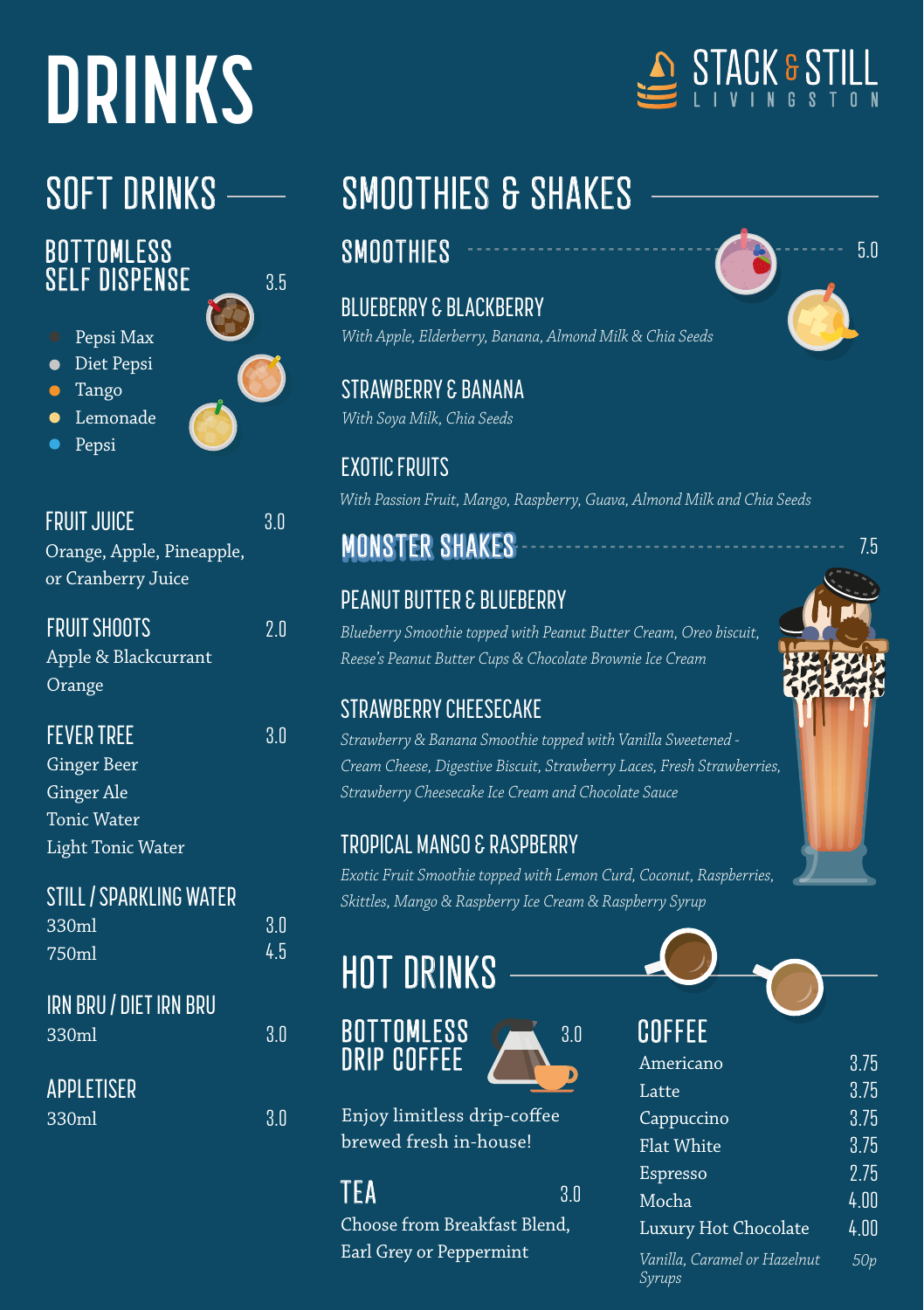# DRINKS

STACK & STILL
LIVINGSTON

## SOFT DRINKS

### BOTTOMLESS SELF DISPENSE — 3.5

- Pepsi Max
- Diet Pepsi
- Tango
- Lemonade
- Pepsi

### FRUIT JUICE — 3.0

Orange, Apple, Pineapple, or Cranberry Juice

### FRUIT SHOOTS — 2.0

Apple & Blackcurrant
Orange

### FEVER TREE — 3.0

Ginger Beer
Ginger Ale
Tonic Water
Light Tonic Water

### STILL / SPARKLING WATER

| | |
|---|---|
| 330ml | 3.0 |
| 750ml | 4.5 |

### IRN BRU / DIET IRN BRU

| | |
|---|---|
| 330ml | 3.0 |

### APPLETISER

| | |
|---|---|
| 330ml | 3.0 |

## SMOOTHIES & SHAKES

### SMOOTHIES — 5.0

**BLUEBERRY & BLACKBERRY**
*With Apple, Elderberry, Banana, Almond Milk & Chia Seeds*

**STRAWBERRY & BANANA**
*With Soya Milk, Chia Seeds*

**EXOTIC FRUITS**
*With Passion Fruit, Mango, Raspberry, Guava, Almond Milk and Chia Seeds*

### MONSTER SHAKES — 7.5

**PEANUT BUTTER & BLUEBERRY**
*Blueberry Smoothie topped with Peanut Butter Cream, Oreo biscuit, Reese's Peanut Butter Cups & Chocolate Brownie Ice Cream*

**STRAWBERRY CHEESECAKE**
*Strawberry & Banana Smoothie topped with Vanilla Sweetened - Cream Cheese, Digestive Biscuit, Strawberry Laces, Fresh Strawberries, Strawberry Cheesecake Ice Cream and Chocolate Sauce*

**TROPICAL MANGO & RASPBERRY**
*Exotic Fruit Smoothie topped with Lemon Curd, Coconut, Raspberries, Skittles, Mango & Raspberry Ice Cream & Raspberry Syrup*

## HOT DRINKS

### BOTTOMLESS DRIP COFFEE — 3.0

Enjoy limitless drip-coffee brewed fresh in-house!

### TEA — 3.0

Choose from Breakfast Blend, Earl Grey or Peppermint

### COFFEE

| | |
|---|---|
| Americano | 3.75 |
| Latte | 3.75 |
| Cappuccino | 3.75 |
| Flat White | 3.75 |
| Espresso | 2.75 |
| Mocha | 4.00 |
| Luxury Hot Chocolate | 4.00 |
| *Vanilla, Caramel or Hazelnut Syrups* | *50p* |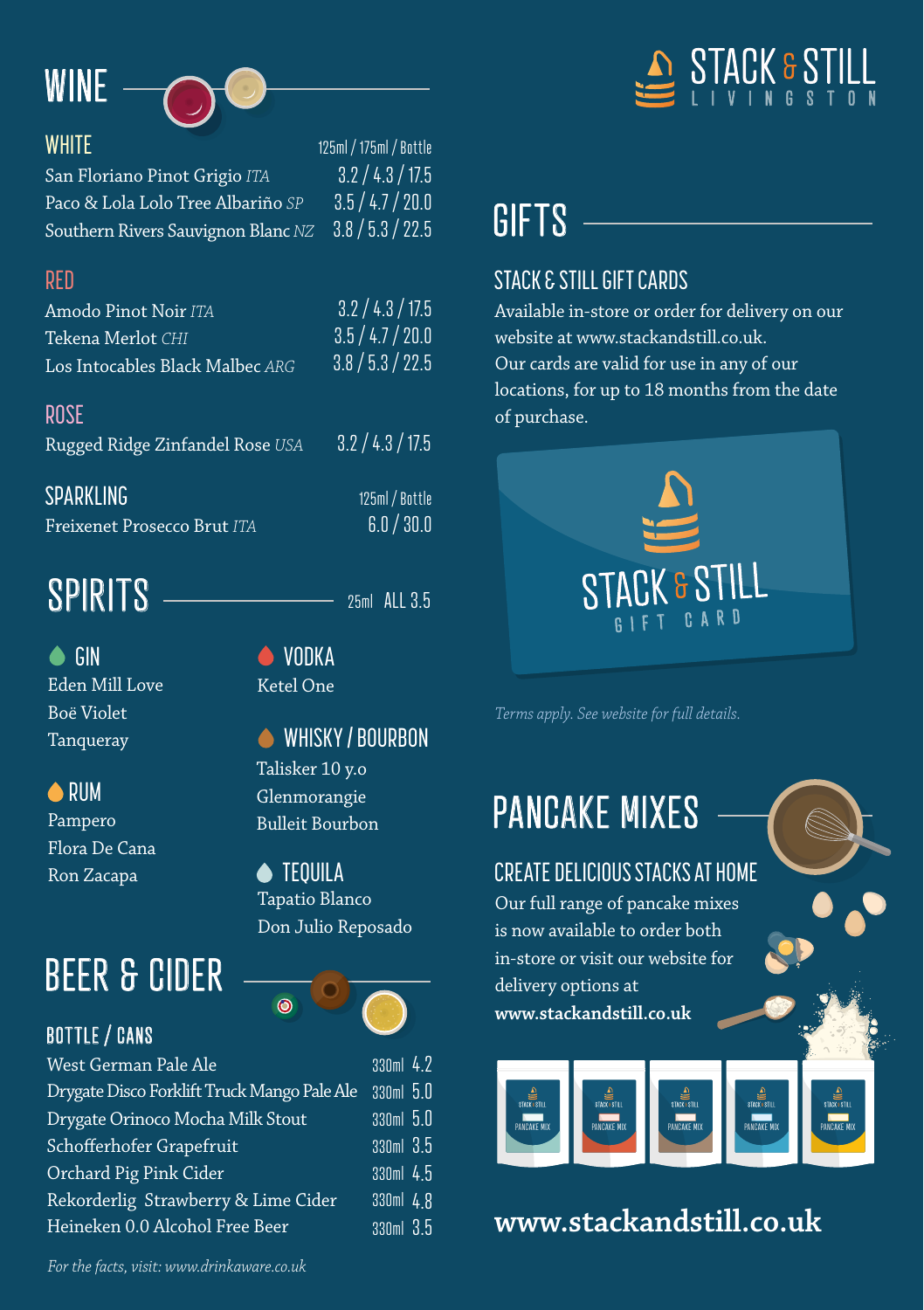# WINE

## WHITE

| | 125ml / 175ml / Bottle |
|---|---|
| San Floriano Pinot Grigio *ITA* | 3.2 / 4.3 / 17.5 |
| Paco & Lola Lolo Tree Albariño *SP* | 3.5 / 4.7 / 20.0 |
| Southern Rivers Sauvignon Blanc *NZ* | 3.8 / 5.3 / 22.5 |

## RED

| | |
|---|---|
| Amodo Pinot Noir *ITA* | 3.2 / 4.3 / 17.5 |
| Tekena Merlot *CHI* | 3.5 / 4.7 / 20.0 |
| Los Intocables Black Malbec *ARG* | 3.8 / 5.3 / 22.5 |

## ROSE

| | |
|---|---|
| Rugged Ridge Zinfandel Rose *USA* | 3.2 / 4.3 / 17.5 |

## SPARKLING

| | 125ml / Bottle |
|---|---|
| Freixenet Prosecco Brut *ITA* | 6.0 / 30.0 |

# SPIRITS

25ml ALL 3.5

## GIN
Eden Mill Love
Boë Violet
Tanqueray

## RUM
Pampero
Flora De Cana
Ron Zacapa

## VODKA
Ketel One

## WHISKY / BOURBON
Talisker 10 y.o
Glenmorangie
Bulleit Bourbon

## TEQUILA
Tapatio Blanco
Don Julio Reposado

# BEER & CIDER

## BOTTLE / CANS

| | | |
|---|---|---|
| West German Pale Ale | 330ml | 4.2 |
| Drygate Disco Forklift Truck Mango Pale Ale | 330ml | 5.0 |
| Drygate Orinoco Mocha Milk Stout | 330ml | 5.0 |
| Schofferhofer Grapefruit | 330ml | 3.5 |
| Orchard Pig Pink Cider | 330ml | 4.5 |
| Rekorderlig Strawberry & Lime Cider | 330ml | 4.8 |
| Heineken 0.0 Alcohol Free Beer | 330ml | 3.5 |

*For the facts, visit: www.drinkaware.co.uk*

STACK & STILL LIVINGSTON

# GIFTS

## STACK & STILL GIFT CARDS

Available in-store or order for delivery on our website at www.stackandstill.co.uk. Our cards are valid for use in any of our locations, for up to 18 months from the date of purchase.

STACK & STILL GIFT CARD

*Terms apply. See website for full details.*

# PANCAKE MIXES

## CREATE DELICIOUS STACKS AT HOME

Our full range of pancake mixes is now available to order both in-store or visit our website for delivery options at **www.stackandstill.co.uk**

**www.stackandstill.co.uk**